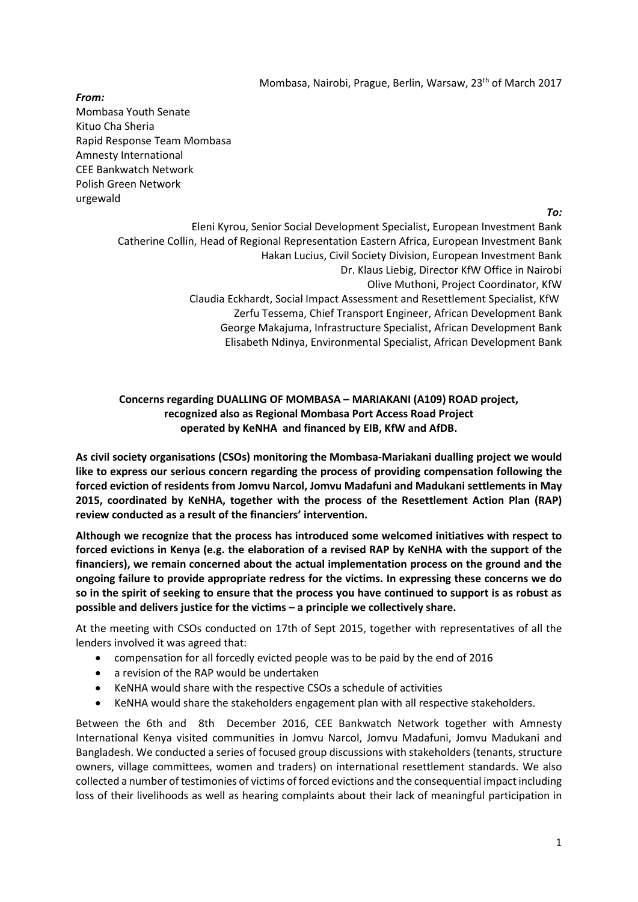Mombasa, Nairobi, Prague, Berlin, Warsaw, 23th of March 2017

***From:***
Mombasa Youth Senate
Kituo Cha Sheria
Rapid Response Team Mombasa
Amnesty International
CEE Bankwatch Network
Polish Green Network
urgewald

***To:***
Eleni Kyrou, Senior Social Development Specialist, European Investment Bank
Catherine Collin, Head of Regional Representation Eastern Africa, European Investment Bank
Hakan Lucius, Civil Society Division, European Investment Bank
Dr. Klaus Liebig, Director KfW Office in Nairobi
Olive Muthoni, Project Coordinator, KfW
Claudia Eckhardt, Social Impact Assessment and Resettlement Specialist, KfW
Zerfu Tessema, Chief Transport Engineer, African Development Bank
George Makajuma, Infrastructure Specialist, African Development Bank
Elisabeth Ndinya, Environmental Specialist, African Development Bank

**Concerns regarding DUALLING OF MOMBASA – MARIAKANI (A109) ROAD project, recognized also as Regional Mombasa Port Access Road Project operated by KeNHA and financed by EIB, KfW and AfDB.**

**As civil society organisations (CSOs) monitoring the Mombasa-Mariakani dualling project we would like to express our serious concern regarding the process of providing compensation following the forced eviction of residents from Jomvu Narcol, Jomvu Madafuni and Madukani settlements in May 2015, coordinated by KeNHA, together with the process of the Resettlement Action Plan (RAP) review conducted as a result of the financiers' intervention.**

**Although we recognize that the process has introduced some welcomed initiatives with respect to forced evictions in Kenya (e.g. the elaboration of a revised RAP by KeNHA with the support of the financiers), we remain concerned about the actual implementation process on the ground and the ongoing failure to provide appropriate redress for the victims. In expressing these concerns we do so in the spirit of seeking to ensure that the process you have continued to support is as robust as possible and delivers justice for the victims – a principle we collectively share.**

At the meeting with CSOs conducted on 17th of Sept 2015, together with representatives of all the lenders involved it was agreed that:

- compensation for all forcedly evicted people was to be paid by the end of 2016
- a revision of the RAP would be undertaken
- KeNHA would share with the respective CSOs a schedule of activities
- KeNHA would share the stakeholders engagement plan with all respective stakeholders.

Between the 6th and 8th December 2016, CEE Bankwatch Network together with Amnesty International Kenya visited communities in Jomvu Narcol, Jomvu Madafuni, Jomvu Madukani and Bangladesh. We conducted a series of focused group discussions with stakeholders (tenants, structure owners, village committees, women and traders) on international resettlement standards. We also collected a number of testimonies of victims of forced evictions and the consequential impact including loss of their livelihoods as well as hearing complaints about their lack of meaningful participation in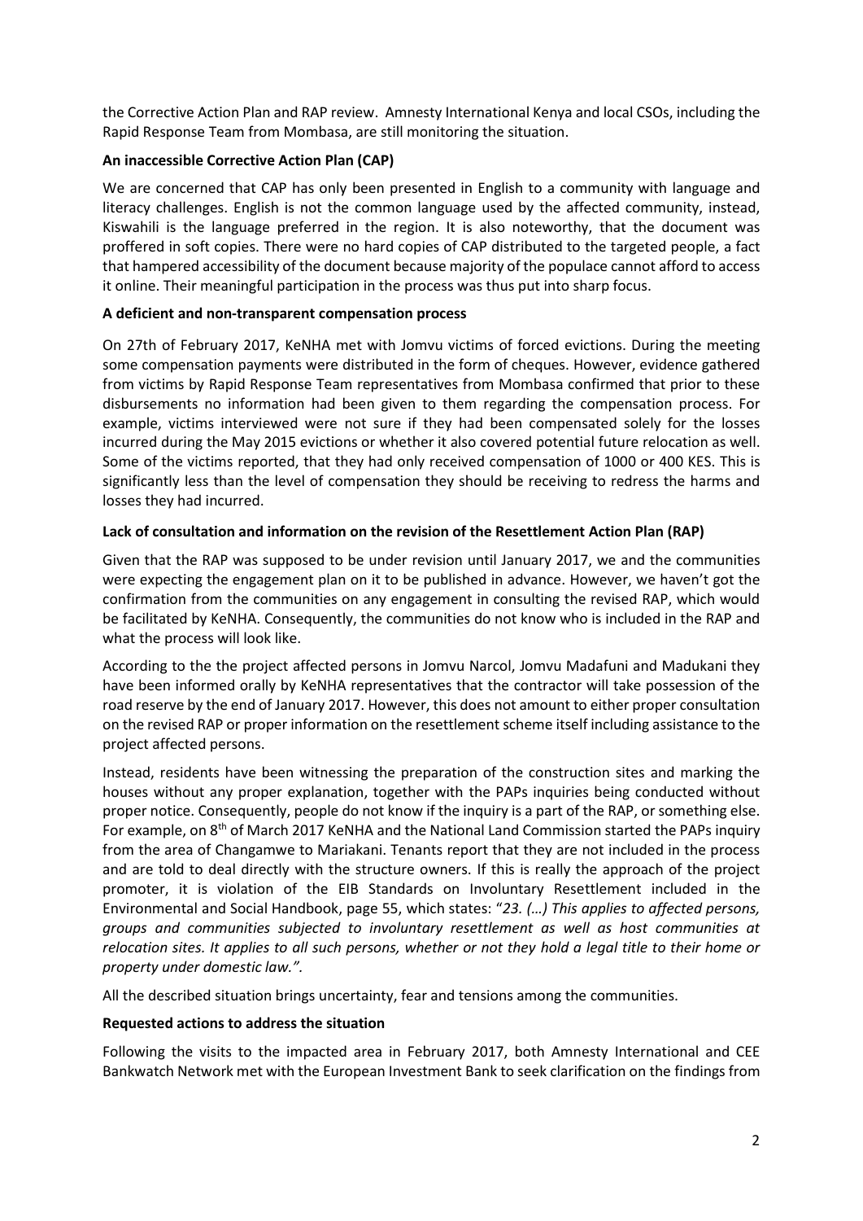the Corrective Action Plan and RAP review. Amnesty International Kenya and local CSOs, including the Rapid Response Team from Mombasa, are still monitoring the situation.

**An inaccessible Corrective Action Plan (CAP)**

We are concerned that CAP has only been presented in English to a community with language and literacy challenges. English is not the common language used by the affected community, instead, Kiswahili is the language preferred in the region. It is also noteworthy, that the document was proffered in soft copies. There were no hard copies of CAP distributed to the targeted people, a fact that hampered accessibility of the document because majority of the populace cannot afford to access it online. Their meaningful participation in the process was thus put into sharp focus.

**A deficient and non-transparent compensation process**

On 27th of February 2017, KeNHA met with Jomvu victims of forced evictions. During the meeting some compensation payments were distributed in the form of cheques. However, evidence gathered from victims by Rapid Response Team representatives from Mombasa confirmed that prior to these disbursements no information had been given to them regarding the compensation process. For example, victims interviewed were not sure if they had been compensated solely for the losses incurred during the May 2015 evictions or whether it also covered potential future relocation as well. Some of the victims reported, that they had only received compensation of 1000 or 400 KES. This is significantly less than the level of compensation they should be receiving to redress the harms and losses they had incurred.

**Lack of consultation and information on the revision of the Resettlement Action Plan (RAP)**

Given that the RAP was supposed to be under revision until January 2017, we and the communities were expecting the engagement plan on it to be published in advance. However, we haven't got the confirmation from the communities on any engagement in consulting the revised RAP, which would be facilitated by KeNHA. Consequently, the communities do not know who is included in the RAP and what the process will look like.

According to the the project affected persons in Jomvu Narcol, Jomvu Madafuni and Madukani they have been informed orally by KeNHA representatives that the contractor will take possession of the road reserve by the end of January 2017. However, this does not amount to either proper consultation on the revised RAP or proper information on the resettlement scheme itself including assistance to the project affected persons.

Instead, residents have been witnessing the preparation of the construction sites and marking the houses without any proper explanation, together with the PAPs inquiries being conducted without proper notice. Consequently, people do not know if the inquiry is a part of the RAP, or something else. For example, on 8th of March 2017 KeNHA and the National Land Commission started the PAPs inquiry from the area of Changamwe to Mariakani. Tenants report that they are not included in the process and are told to deal directly with the structure owners. If this is really the approach of the project promoter, it is violation of the EIB Standards on Involuntary Resettlement included in the Environmental and Social Handbook, page 55, which states: "*23. (…) This applies to affected persons, groups and communities subjected to involuntary resettlement as well as host communities at relocation sites. It applies to all such persons, whether or not they hold a legal title to their home or property under domestic law.".*

All the described situation brings uncertainty, fear and tensions among the communities.

**Requested actions to address the situation**

Following the visits to the impacted area in February 2017, both Amnesty International and CEE Bankwatch Network met with the European Investment Bank to seek clarification on the findings from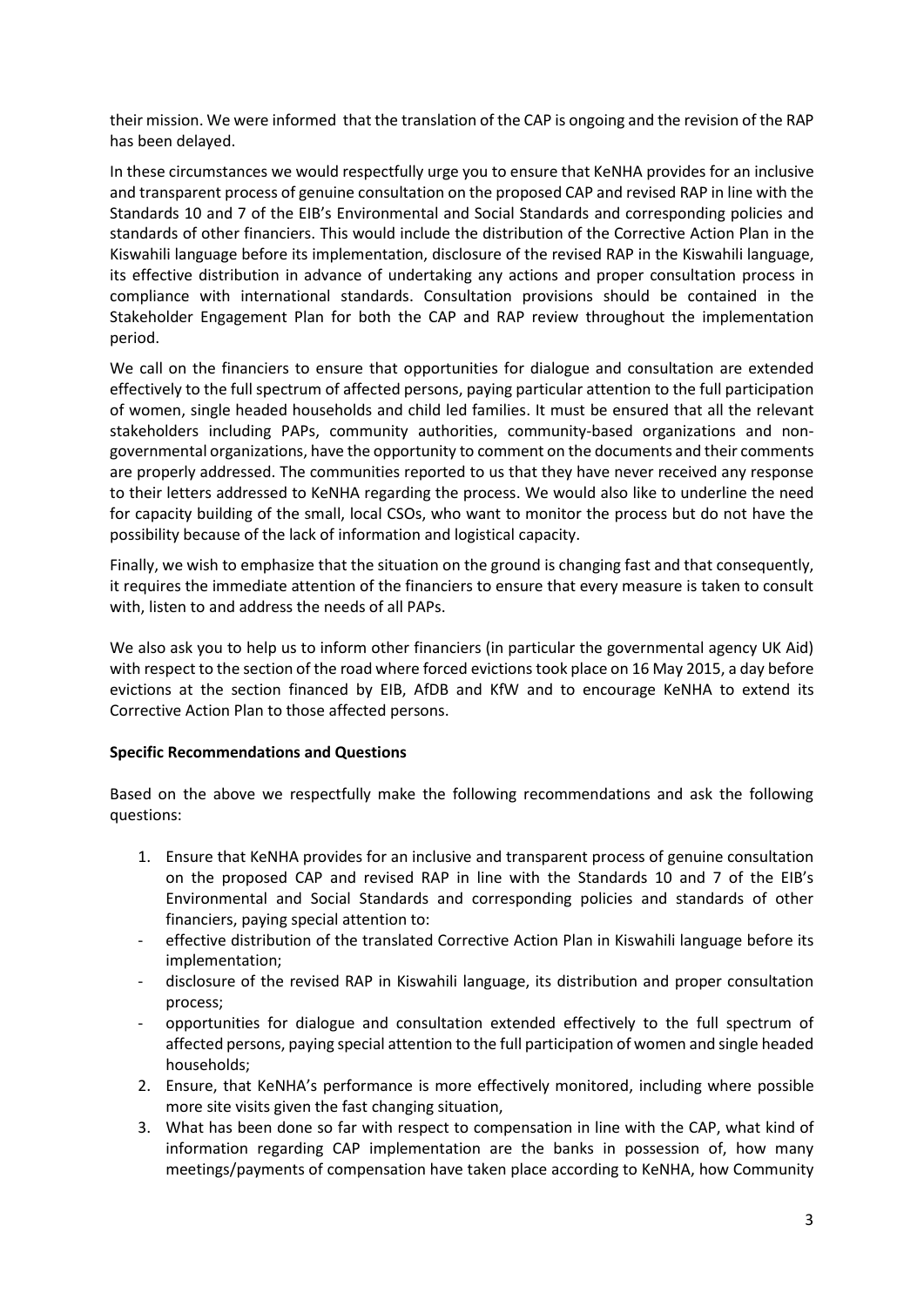their mission. We were informed that the translation of the CAP is ongoing and the revision of the RAP has been delayed.

In these circumstances we would respectfully urge you to ensure that KeNHA provides for an inclusive and transparent process of genuine consultation on the proposed CAP and revised RAP in line with the Standards 10 and 7 of the EIB's Environmental and Social Standards and corresponding policies and standards of other financiers. This would include the distribution of the Corrective Action Plan in the Kiswahili language before its implementation, disclosure of the revised RAP in the Kiswahili language, its effective distribution in advance of undertaking any actions and proper consultation process in compliance with international standards. Consultation provisions should be contained in the Stakeholder Engagement Plan for both the CAP and RAP review throughout the implementation period.

We call on the financiers to ensure that opportunities for dialogue and consultation are extended effectively to the full spectrum of affected persons, paying particular attention to the full participation of women, single headed households and child led families. It must be ensured that all the relevant stakeholders including PAPs, community authorities, community-based organizations and non-governmental organizations, have the opportunity to comment on the documents and their comments are properly addressed. The communities reported to us that they have never received any response to their letters addressed to KeNHA regarding the process. We would also like to underline the need for capacity building of the small, local CSOs, who want to monitor the process but do not have the possibility because of the lack of information and logistical capacity.

Finally, we wish to emphasize that the situation on the ground is changing fast and that consequently, it requires the immediate attention of the financiers to ensure that every measure is taken to consult with, listen to and address the needs of all PAPs.

We also ask you to help us to inform other financiers (in particular the governmental agency UK Aid) with respect to the section of the road where forced evictions took place on 16 May 2015, a day before evictions at the section financed by EIB, AfDB and KfW and to encourage KeNHA to extend its Corrective Action Plan to those affected persons.

**Specific Recommendations and Questions**

Based on the above we respectfully make the following recommendations and ask the following questions:

1. Ensure that KeNHA provides for an inclusive and transparent process of genuine consultation on the proposed CAP and revised RAP in line with the Standards 10 and 7 of the EIB's Environmental and Social Standards and corresponding policies and standards of other financiers, paying special attention to:
   - effective distribution of the translated Corrective Action Plan in Kiswahili language before its implementation;
   - disclosure of the revised RAP in Kiswahili language, its distribution and proper consultation process;
   - opportunities for dialogue and consultation extended effectively to the full spectrum of affected persons, paying special attention to the full participation of women and single headed households;
2. Ensure, that KeNHA's performance is more effectively monitored, including where possible more site visits given the fast changing situation,
3. What has been done so far with respect to compensation in line with the CAP, what kind of information regarding CAP implementation are the banks in possession of, how many meetings/payments of compensation have taken place according to KeNHA, how Community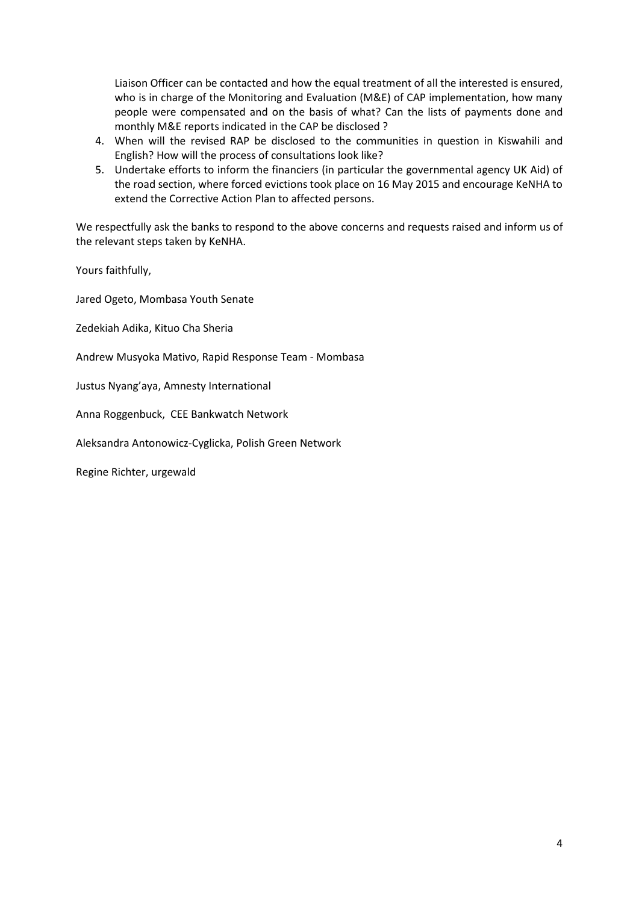Liaison Officer can be contacted and how the equal treatment of all the interested is ensured, who is in charge of the Monitoring and Evaluation (M&E) of CAP implementation, how many people were compensated and on the basis of what? Can the lists of payments done and monthly M&E reports indicated in the CAP be disclosed ?

4. When will the revised RAP be disclosed to the communities in question in Kiswahili and English? How will the process of consultations look like?
5. Undertake efforts to inform the financiers (in particular the governmental agency UK Aid) of the road section, where forced evictions took place on 16 May 2015 and encourage KeNHA to extend the Corrective Action Plan to affected persons.

We respectfully ask the banks to respond to the above concerns and requests raised and inform us of the relevant steps taken by KeNHA.

Yours faithfully,

Jared Ogeto, Mombasa Youth Senate

Zedekiah Adika, Kituo Cha Sheria

Andrew Musyoka Mativo, Rapid Response Team - Mombasa

Justus Nyang'aya, Amnesty International

Anna Roggenbuck, CEE Bankwatch Network

Aleksandra Antonowicz-Cyglicka, Polish Green Network

Regine Richter, urgewald